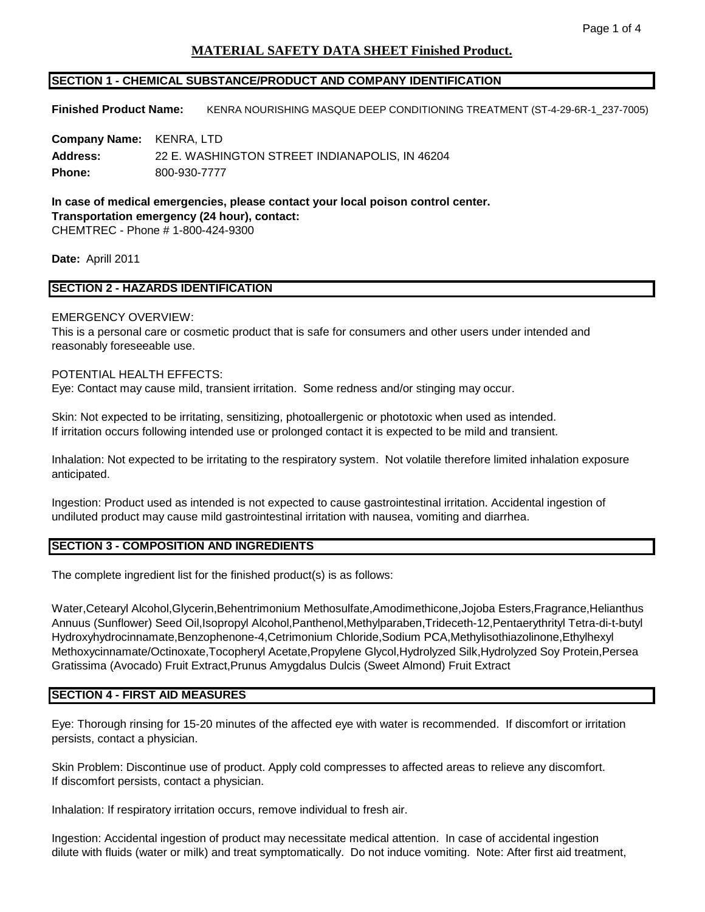# MATERIAL SAFETY DATA SHEET Finished Product.

## SECTION 1 - CHEMICAL SUBSTANCE/PRODUCT AND COMPANY IDENTIFICATION

**Finished Product Name:** KENRA NOURISHING MASQUE DEEP CONDITIONING TREATMENT (ST-4-29-6R-1_237-7005)

**Company Name:** KENRA, LTD
**Address:** 22 E. WASHINGTON STREET INDIANAPOLIS, IN 46204
**Phone:** 800-930-7777

**In case of medical emergencies, please contact your local poison control center.**
**Transportation emergency (24 hour), contact:**
CHEMTREC - Phone # 1-800-424-9300

**Date:** Aprill 2011

## SECTION 2 - HAZARDS IDENTIFICATION

EMERGENCY OVERVIEW:
This is a personal care or cosmetic product that is safe for consumers and other users under intended and reasonably foreseeable use.

POTENTIAL HEALTH EFFECTS:
Eye: Contact may cause mild, transient irritation. Some redness and/or stinging may occur.

Skin: Not expected to be irritating, sensitizing, photoallergenic or phototoxic when used as intended. If irritation occurs following intended use or prolonged contact it is expected to be mild and transient.

Inhalation: Not expected to be irritating to the respiratory system. Not volatile therefore limited inhalation exposure anticipated.

Ingestion: Product used as intended is not expected to cause gastrointestinal irritation. Accidental ingestion of undiluted product may cause mild gastrointestinal irritation with nausea, vomiting and diarrhea.

## SECTION 3 - COMPOSITION AND INGREDIENTS

The complete ingredient list for the finished product(s) is as follows:

Water,Cetearyl Alcohol,Glycerin,Behentrimonium Methosulfate,Amodimethicone,Jojoba Esters,Fragrance,Helianthus Annuus (Sunflower) Seed Oil,Isopropyl Alcohol,Panthenol,Methylparaben,Trideceth-12,Pentaerythrityl Tetra-di-t-butyl Hydroxyhydrocinnamate,Benzophenone-4,Cetrimonium Chloride,Sodium PCA,Methylisothiazolinone,Ethylhexyl Methoxycinnamate/Octinoxate,Tocopheryl Acetate,Propylene Glycol,Hydrolyzed Silk,Hydrolyzed Soy Protein,Persea Gratissima (Avocado) Fruit Extract,Prunus Amygdalus Dulcis (Sweet Almond) Fruit Extract

## SECTION 4 - FIRST AID MEASURES

Eye: Thorough rinsing for 15-20 minutes of the affected eye with water is recommended. If discomfort or irritation persists, contact a physician.

Skin Problem: Discontinue use of product. Apply cold compresses to affected areas to relieve any discomfort. If discomfort persists, contact a physician.

Inhalation: If respiratory irritation occurs, remove individual to fresh air.

Ingestion: Accidental ingestion of product may necessitate medical attention. In case of accidental ingestion dilute with fluids (water or milk) and treat symptomatically. Do not induce vomiting. Note: After first aid treatment,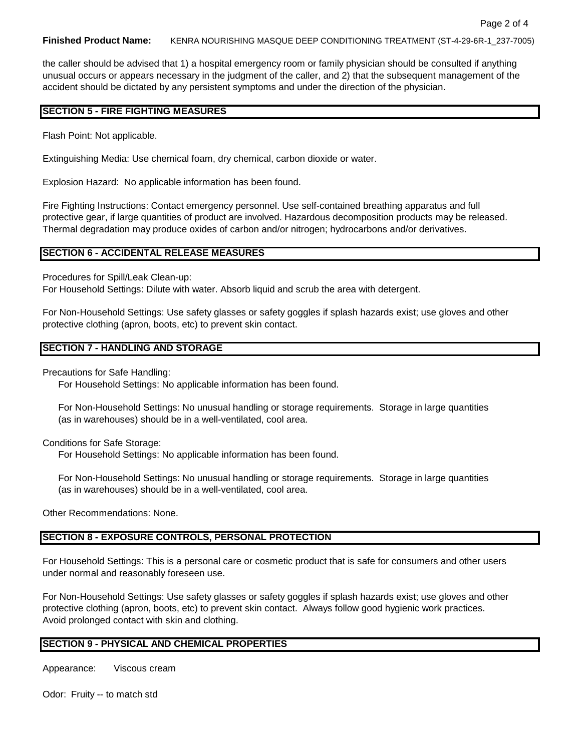the caller should be advised that 1) a hospital emergency room or family physician should be consulted if anything unusual occurs or appears necessary in the judgment of the caller, and 2) that the subsequent management of the accident should be dictated by any persistent symptoms and under the direction of the physician.

## SECTION 5 - FIRE FIGHTING MEASURES

Flash Point: Not applicable.

Extinguishing Media: Use chemical foam, dry chemical, carbon dioxide or water.

Explosion Hazard: No applicable information has been found.

Fire Fighting Instructions: Contact emergency personnel. Use self-contained breathing apparatus and full protective gear, if large quantities of product are involved. Hazardous decomposition products may be released. Thermal degradation may produce oxides of carbon and/or nitrogen; hydrocarbons and/or derivatives.

## SECTION 6 - ACCIDENTAL RELEASE MEASURES

Procedures for Spill/Leak Clean-up:
For Household Settings: Dilute with water. Absorb liquid and scrub the area with detergent.

For Non-Household Settings: Use safety glasses or safety goggles if splash hazards exist; use gloves and other protective clothing (apron, boots, etc) to prevent skin contact.

## SECTION 7 - HANDLING AND STORAGE

Precautions for Safe Handling:

For Household Settings: No applicable information has been found.

For Non-Household Settings: No unusual handling or storage requirements. Storage in large quantities (as in warehouses) should be in a well-ventilated, cool area.

Conditions for Safe Storage:

For Household Settings: No applicable information has been found.

For Non-Household Settings: No unusual handling or storage requirements. Storage in large quantities (as in warehouses) should be in a well-ventilated, cool area.

Other Recommendations: None.

## SECTION 8 - EXPOSURE CONTROLS, PERSONAL PROTECTION

For Household Settings: This is a personal care or cosmetic product that is safe for consumers and other users under normal and reasonably foreseen use.

For Non-Household Settings: Use safety glasses or safety goggles if splash hazards exist; use gloves and other protective clothing (apron, boots, etc) to prevent skin contact. Always follow good hygienic work practices. Avoid prolonged contact with skin and clothing.

## SECTION 9 - PHYSICAL AND CHEMICAL PROPERTIES

Appearance: Viscous cream

Odor: Fruity -- to match std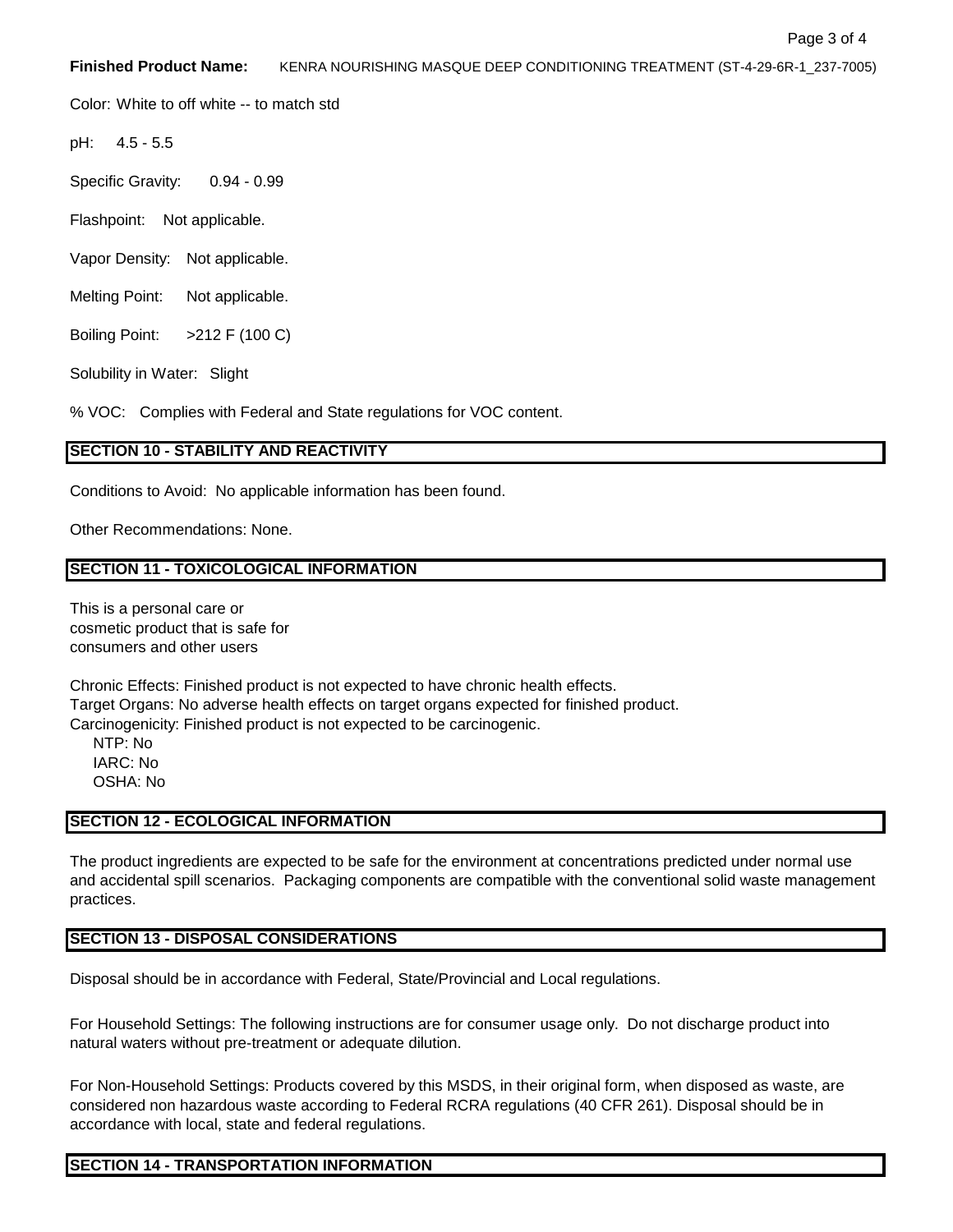**Finished Product Name:** KENRA NOURISHING MASQUE DEEP CONDITIONING TREATMENT (ST-4-29-6R-1_237-7005)

Color: White to off white -- to match std

pH: 4.5 - 5.5

Specific Gravity: 0.94 - 0.99

Flashpoint: Not applicable.

Vapor Density: Not applicable.

Melting Point: Not applicable.

Boiling Point: >212 F (100 C)

Solubility in Water: Slight

% VOC: Complies with Federal and State regulations for VOC content.

## SECTION 10 - STABILITY AND REACTIVITY

Conditions to Avoid: No applicable information has been found.

Other Recommendations: None.

## SECTION 11 - TOXICOLOGICAL INFORMATION

This is a personal care or cosmetic product that is safe for consumers and other users

Chronic Effects: Finished product is not expected to have chronic health effects.
Target Organs: No adverse health effects on target organs expected for finished product.
Carcinogenicity: Finished product is not expected to be carcinogenic.
NTP: No
IARC: No
OSHA: No

## SECTION 12 - ECOLOGICAL INFORMATION

The product ingredients are expected to be safe for the environment at concentrations predicted under normal use and accidental spill scenarios. Packaging components are compatible with the conventional solid waste management practices.

## SECTION 13 - DISPOSAL CONSIDERATIONS

Disposal should be in accordance with Federal, State/Provincial and Local regulations.

For Household Settings: The following instructions are for consumer usage only. Do not discharge product into natural waters without pre-treatment or adequate dilution.

For Non-Household Settings: Products covered by this MSDS, in their original form, when disposed as waste, are considered non hazardous waste according to Federal RCRA regulations (40 CFR 261). Disposal should be in accordance with local, state and federal regulations.

## SECTION 14 - TRANSPORTATION INFORMATION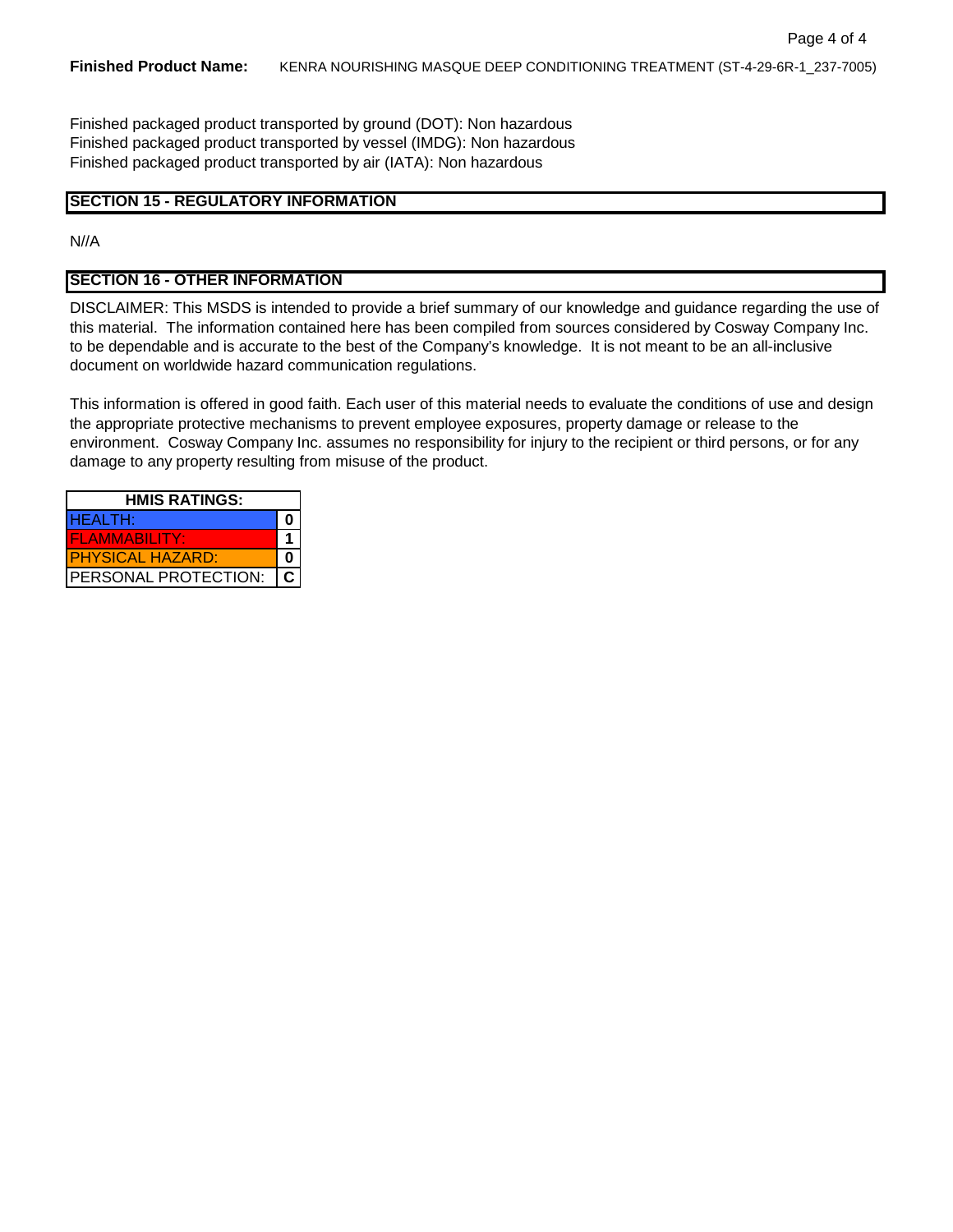Finished packaged product transported by ground (DOT): Non hazardous
Finished packaged product transported by vessel (IMDG): Non hazardous
Finished packaged product transported by air (IATA): Non hazardous

## SECTION 15 - REGULATORY INFORMATION

N//A

## SECTION 16 - OTHER INFORMATION

DISCLAIMER: This MSDS is intended to provide a brief summary of our knowledge and guidance regarding the use of this material. The information contained here has been compiled from sources considered by Cosway Company Inc. to be dependable and is accurate to the best of the Company's knowledge. It is not meant to be an all-inclusive document on worldwide hazard communication regulations.

This information is offered in good faith. Each user of this material needs to evaluate the conditions of use and design the appropriate protective mechanisms to prevent employee exposures, property damage or release to the environment. Cosway Company Inc. assumes no responsibility for injury to the recipient or third persons, or for any damage to any property resulting from misuse of the product.

| HMIS RATINGS: | |
|---|---|
| HEALTH: | 0 |
| FLAMMABILITY: | 1 |
| PHYSICAL HAZARD: | 0 |
| PERSONAL PROTECTION: | C |